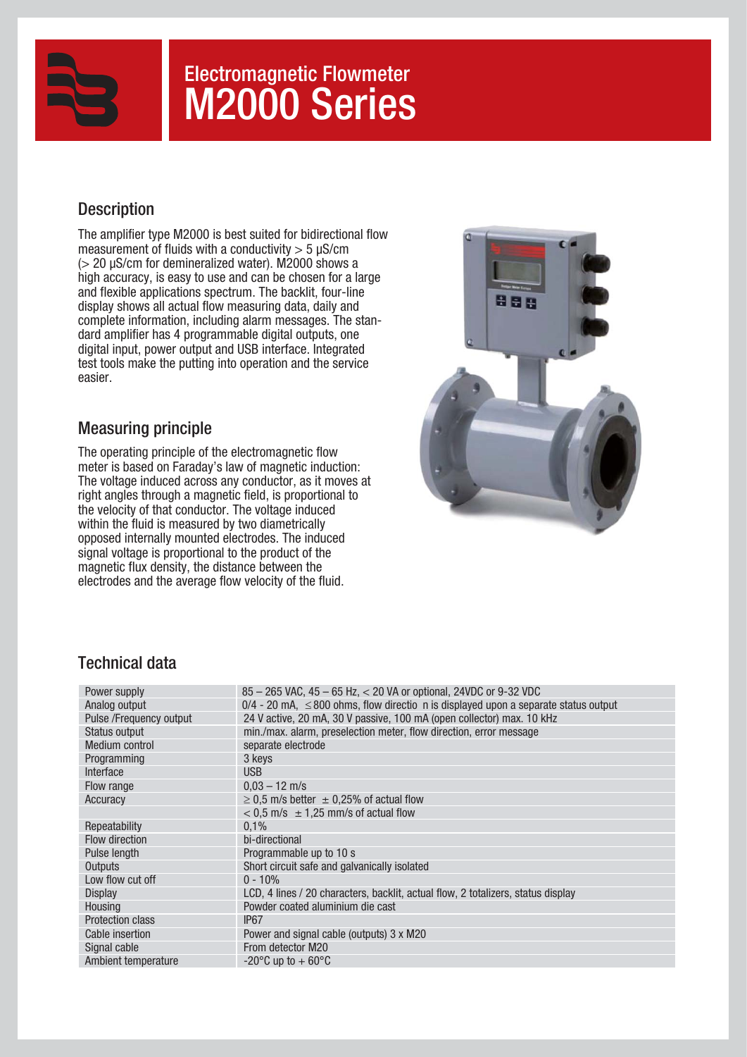# Electromagnetic Flowmeter
# M2000 Series

## Description

The amplifier type M2000 is best suited for bidirectional flow measurement of fluids with a conductivity > 5 μS/cm (> 20 μS/cm for demineralized water). M2000 shows a high accuracy, is easy to use and can be chosen for a large and flexible applications spectrum. The backlit, four-line display shows all actual flow measuring data, daily and complete information, including alarm messages. The standard amplifier has 4 programmable digital outputs, one digital input, power output and USB interface. Integrated test tools make the putting into operation and the service easier.

## Measuring principle

The operating principle of the electromagnetic flow meter is based on Faraday's law of magnetic induction: The voltage induced across any conductor, as it moves at right angles through a magnetic field, is proportional to the velocity of that conductor. The voltage induced within the fluid is measured by two diametrically opposed internally mounted electrodes. The induced signal voltage is proportional to the product of the magnetic flux density, the distance between the electrodes and the average flow velocity of the fluid.

## Technical data

| | |
|---|---|
| Power supply | 85 – 265 VAC, 45 – 65 Hz, < 20 VA or optional, 24VDC or 9-32 VDC |
| Analog output | 0/4 - 20 mA, ≤800 ohms, flow directio n is displayed upon a separate status output |
| Pulse /Frequency output | 24 V active, 20 mA, 30 V passive, 100 mA (open collector) max. 10 kHz |
| Status output | min./max. alarm, preselection meter, flow direction, error message |
| Medium control | separate electrode |
| Programming | 3 keys |
| Interface | USB |
| Flow range | 0,03 – 12 m/s |
| Accuracy | ≥ 0,5 m/s better ± 0,25% of actual flow |
| | < 0,5 m/s ± 1,25 mm/s of actual flow |
| Repeatability | 0,1% |
| Flow direction | bi-directional |
| Pulse length | Programmable up to 10 s |
| Outputs | Short circuit safe and galvanically isolated |
| Low flow cut off | 0 - 10% |
| Display | LCD, 4 lines / 20 characters, backlit, actual flow, 2 totalizers, status display |
| Housing | Powder coated aluminium die cast |
| Protection class | IP67 |
| Cable insertion | Power and signal cable (outputs) 3 x M20 |
| Signal cable | From detector M20 |
| Ambient temperature | -20°C up to + 60°C |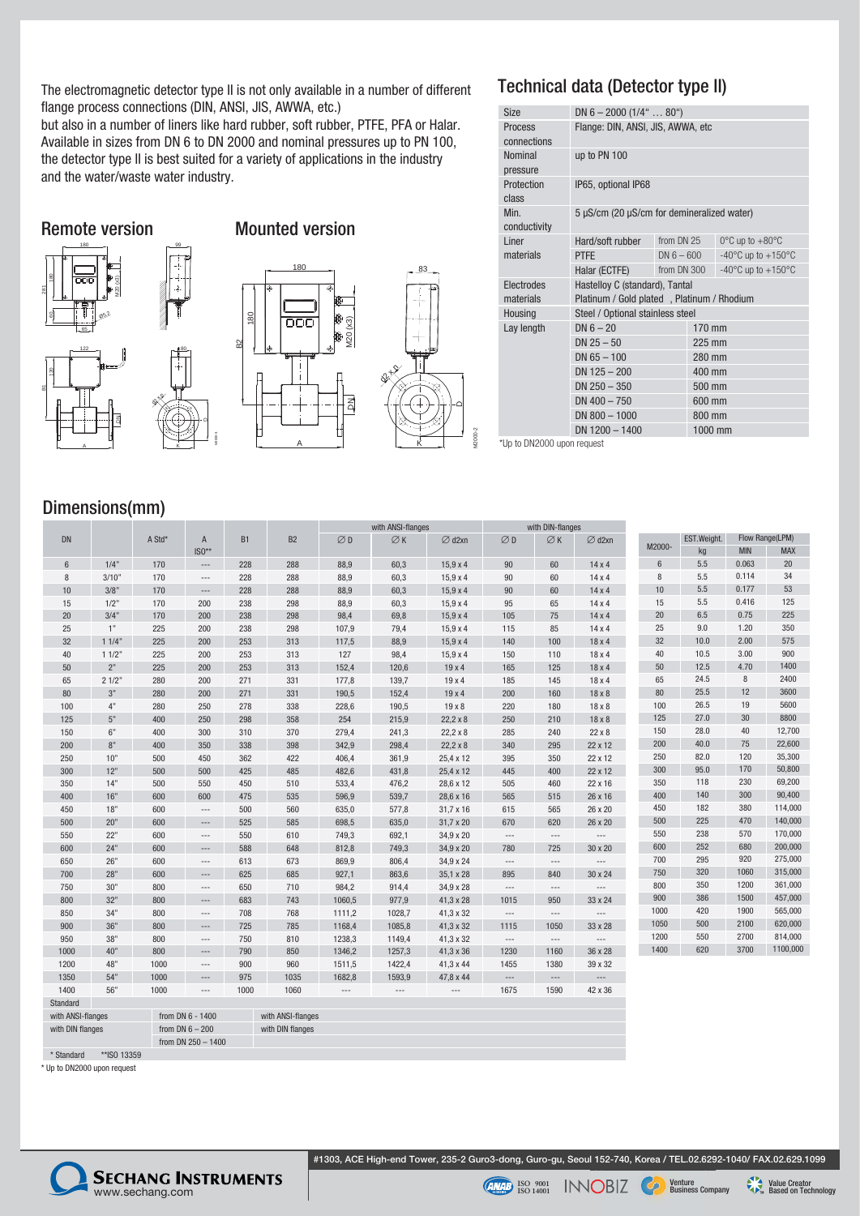The electromagnetic detector type II is not only available in a number of different flange process connections (DIN, ANSI, JIS, AWWA, etc.) but also in a number of liners like hard rubber, soft rubber, PTFE, PFA or Halar. Available in sizes from DN 6 to DN 2000 and nominal pressures up to PN 100, the detector type II is best suited for a variety of applications in the industry and the water/waste water industry.

## Remote version

## Mounted version

## Technical data (Detector type II)

| | | | |
|---|---|---|---|
| Size | DN 6 – 2000 (1/4" … 80") | | |
| Process connections | Flange: DIN, ANSI, JIS, AWWA, etc | | |
| Nominal pressure | up to PN 100 | | |
| Protection class | IP65, optional IP68 | | |
| Min. conductivity | 5 µS/cm (20 µS/cm for demineralized water) | | |
| Liner materials | Hard/soft rubber | from DN 25 | 0°C up to +80°C |
| | PTFE | DN 6 – 600 | -40°C up to +150°C |
| | Halar (ECTFE) | from DN 300 | -40°C up to +150°C |
| Electrodes materials | Hastelloy C (standard), Tantal<br>Platinum / Gold plated , Platinum / Rhodium | | |
| Housing | Steel / Optional stainless steel | | |
| Lay length | DN 6 – 20 | 170 mm | |
| | DN 25 – 50 | 225 mm | |
| | DN 65 – 100 | 280 mm | |
| | DN 125 – 200 | 400 mm | |
| | DN 250 – 350 | 500 mm | |
| | DN 400 – 750 | 600 mm | |
| | DN 800 – 1000 | 800 mm | |
| | DN 1200 – 1400 | 1000 mm | |

*Up to DN2000 upon request

## Dimensions(mm)

| DN | | A Std* | A ISO** | B1 | B2 | with ANSI-flanges ∅D | ∅K | ∅d2xn | with DIN-flanges ∅D | ∅K | ∅d2xn |
|---|---|---|---|---|---|---|---|---|---|---|---|
| 6 | 1/4" | 170 | --- | 228 | 288 | 88,9 | 60,3 | 15,9 x 4 | 90 | 60 | 14 x 4 |
| 8 | 3/10" | 170 | --- | 228 | 288 | 88,9 | 60,3 | 15,9 x 4 | 90 | 60 | 14 x 4 |
| 10 | 3/8" | 170 | --- | 228 | 288 | 88,9 | 60,3 | 15,9 x 4 | 90 | 60 | 14 x 4 |
| 15 | 1/2" | 170 | 200 | 238 | 298 | 88,9 | 60,3 | 15,9 x 4 | 95 | 65 | 14 x 4 |
| 20 | 3/4" | 170 | 200 | 238 | 298 | 98,4 | 69,8 | 15,9 x 4 | 105 | 75 | 14 x 4 |
| 25 | 1" | 225 | 200 | 238 | 298 | 107,9 | 79,4 | 15,9 x 4 | 115 | 85 | 14 x 4 |
| 32 | 1 1/4" | 225 | 200 | 253 | 313 | 117,5 | 88,9 | 15,9 x 4 | 140 | 100 | 18 x 4 |
| 40 | 1 1/2" | 225 | 200 | 253 | 313 | 127 | 98,4 | 15,9 x 4 | 150 | 110 | 18 x 4 |
| 50 | 2" | 225 | 200 | 253 | 313 | 152,4 | 120,6 | 19 x 4 | 165 | 125 | 18 x 4 |
| 65 | 2 1/2" | 280 | 200 | 271 | 331 | 177,8 | 139,7 | 19 x 4 | 185 | 145 | 18 x 4 |
| 80 | 3" | 280 | 200 | 271 | 331 | 190,5 | 152,4 | 19 x 4 | 200 | 160 | 18 x 8 |
| 100 | 4" | 280 | 250 | 278 | 338 | 228,6 | 190,5 | 19 x 8 | 220 | 180 | 18 x 8 |
| 125 | 5" | 400 | 250 | 298 | 358 | 254 | 215,9 | 22,2 x 8 | 250 | 210 | 18 x 8 |
| 150 | 6" | 400 | 300 | 310 | 370 | 279,4 | 241,3 | 22,2 x 8 | 285 | 240 | 22 x 8 |
| 200 | 8" | 400 | 350 | 338 | 398 | 342,9 | 298,4 | 22,2 x 8 | 340 | 295 | 22 x 12 |
| 250 | 10" | 500 | 450 | 362 | 422 | 406,4 | 361,9 | 25,4 x 12 | 395 | 350 | 22 x 12 |
| 300 | 12" | 500 | 500 | 425 | 485 | 482,6 | 431,8 | 25,4 x 12 | 445 | 400 | 22 x 12 |
| 350 | 14" | 500 | 550 | 450 | 510 | 533,4 | 476,2 | 28,6 x 12 | 505 | 460 | 22 x 16 |
| 400 | 16" | 600 | 600 | 475 | 535 | 596,9 | 539,7 | 28,6 x 16 | 565 | 515 | 26 x 16 |
| 450 | 18" | 600 | --- | 500 | 560 | 635,0 | 577,8 | 31,7 x 16 | 615 | 565 | 26 x 20 |
| 500 | 20" | 600 | --- | 525 | 585 | 698,5 | 635,0 | 31,7 x 20 | 670 | 620 | 26 x 20 |
| 550 | 22" | 600 | --- | 550 | 610 | 749,3 | 692,1 | 34,9 x 20 | --- | --- | --- |
| 600 | 24" | 600 | --- | 588 | 648 | 812,8 | 749,3 | 34,9 x 20 | 780 | 725 | 30 x 20 |
| 650 | 26" | 600 | --- | 613 | 673 | 869,9 | 806,4 | 34,9 x 24 | --- | --- | --- |
| 700 | 28" | 600 | --- | 625 | 685 | 927,1 | 863,6 | 35,1 x 28 | 895 | 840 | 30 x 24 |
| 750 | 30" | 800 | --- | 650 | 710 | 984,2 | 914,4 | 34,9 x 28 | --- | --- | --- |
| 800 | 32" | 800 | --- | 683 | 743 | 1060,5 | 977,9 | 41,3 x 28 | 1015 | 950 | 33 x 24 |
| 850 | 34" | 800 | --- | 708 | 768 | 1111,2 | 1028,7 | 41,3 x 32 | --- | --- | --- |
| 900 | 36" | 800 | --- | 725 | 785 | 1168,4 | 1085,8 | 41,3 x 32 | 1115 | 1050 | 33 x 28 |
| 950 | 38" | 800 | --- | 750 | 810 | 1238,3 | 1149,4 | 41,3 x 32 | --- | --- | --- |
| 1000 | 40" | 800 | --- | 790 | 850 | 1346,2 | 1257,3 | 41,3 x 36 | 1230 | 1160 | 36 x 28 |
| 1200 | 48" | 1000 | --- | 900 | 960 | 1511,5 | 1422,4 | 41,3 x 44 | 1455 | 1380 | 39 x 32 |
| 1350 | 54" | 1000 | --- | 975 | 1035 | 1682,8 | 1593,9 | 47,8 x 44 | --- | --- | --- |
| 1400 | 56" | 1000 | --- | 1000 | 1060 | --- | --- | --- | 1675 | 1590 | 42 x 36 |

| Standard | | |
|---|---|---|
| with ANSI-flanges | from DN 6 - 1400 | with ANSI-flanges |
| with DIN flanges | from DN 6 – 200 | with DIN flanges |
| | from DN 250 – 1400 | |

\* Standard **ISO 13359

\* Up to DN2000 upon request

| M2000- | EST.Weight. kg | Flow Range(LPM) MIN | MAX |
|---|---|---|---|
| 6 | 5.5 | 0.063 | 20 |
| 8 | 5.5 | 0.114 | 34 |
| 10 | 5.5 | 0.177 | 53 |
| 15 | 5.5 | 0.416 | 125 |
| 20 | 6.5 | 0.75 | 225 |
| 25 | 9.0 | 1.20 | 350 |
| 32 | 10.0 | 2.00 | 575 |
| 40 | 10.5 | 3.00 | 900 |
| 50 | 12.5 | 4.70 | 1400 |
| 65 | 24.5 | 8 | 2400 |
| 80 | 25.5 | 12 | 3600 |
| 100 | 26.5 | 19 | 5600 |
| 125 | 27.0 | 30 | 8800 |
| 150 | 28.0 | 40 | 12,700 |
| 200 | 40.0 | 75 | 22,600 |
| 250 | 82.0 | 120 | 35,300 |
| 300 | 95.0 | 170 | 50,800 |
| 350 | 118 | 230 | 69,200 |
| 400 | 140 | 300 | 90,400 |
| 450 | 182 | 380 | 114,000 |
| 500 | 225 | 470 | 140,000 |
| 550 | 238 | 570 | 170,000 |
| 600 | 252 | 680 | 200,000 |
| 700 | 295 | 920 | 275,000 |
| 750 | 320 | 1060 | 315,000 |
| 800 | 350 | 1200 | 361,000 |
| 900 | 386 | 1500 | 457,000 |
| 1000 | 420 | 1900 | 565,000 |
| 1050 | 500 | 2100 | 620,000 |
| 1200 | 550 | 2700 | 814,000 |
| 1400 | 620 | 3700 | 1100,000 |

SECHANG INSTRUMENTS
www.sechang.com

#1303, ACE High-end Tower, 235-2 Guro3-dong, Guro-gu, Seoul 152-740, Korea / TEL.02.6292-1040/ FAX.02.629.1099

ISO 9001 ISO 14001 INNOBIZ Venture Business Company Value Creator Based on Technology